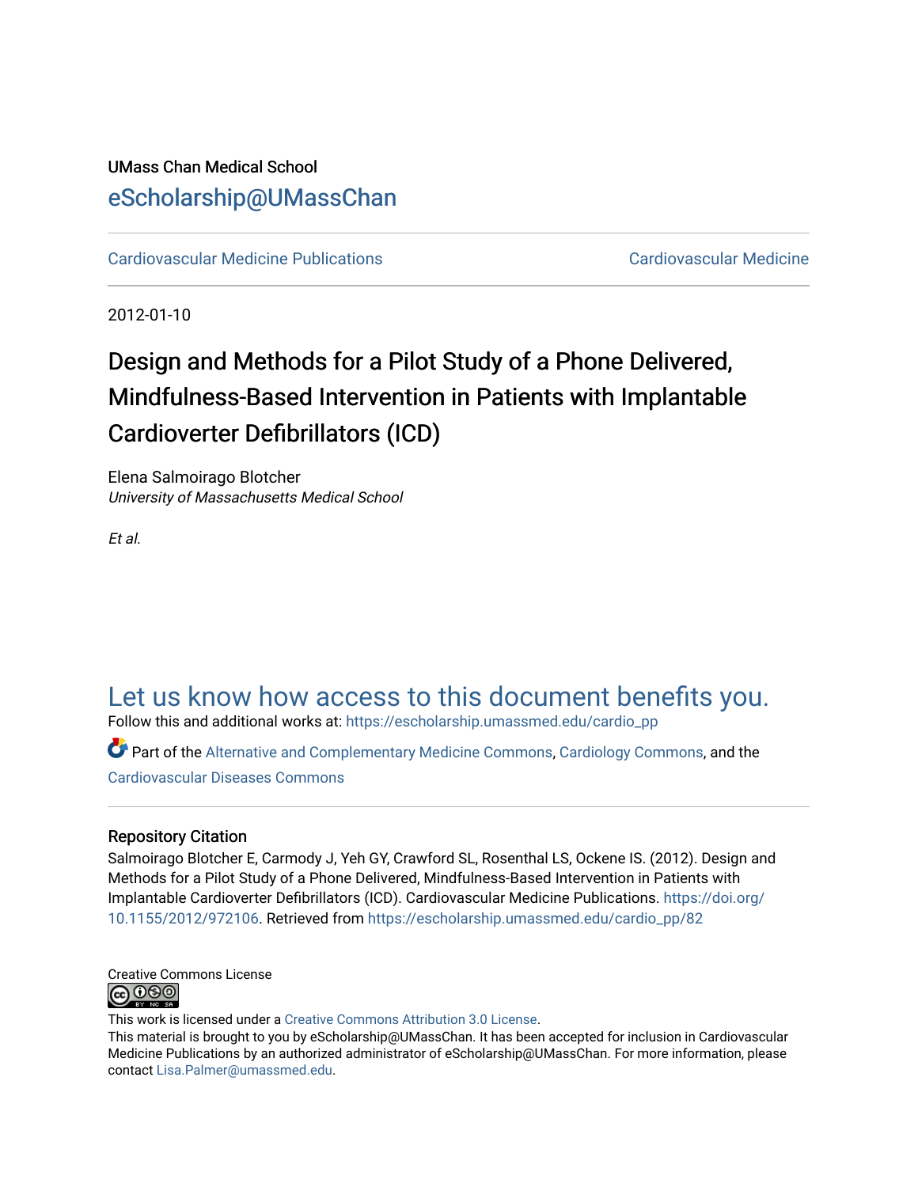UMass Chan Medical School

eScholarship@UMassChan

Cardiovascular Medicine Publications | Cardiovascular Medicine

2012-01-10

# Design and Methods for a Pilot Study of a Phone Delivered, Mindfulness-Based Intervention in Patients with Implantable Cardioverter Defibrillators (ICD)

Elena Salmoirago Blotcher
*University of Massachusetts Medical School*

*Et al.*

## Let us know how access to this document benefits you.

Follow this and additional works at: https://escholarship.umassmed.edu/cardio_pp

Part of the Alternative and Complementary Medicine Commons, Cardiology Commons, and the Cardiovascular Diseases Commons

### Repository Citation

Salmoirago Blotcher E, Carmody J, Yeh GY, Crawford SL, Rosenthal LS, Ockene IS. (2012). Design and Methods for a Pilot Study of a Phone Delivered, Mindfulness-Based Intervention in Patients with Implantable Cardioverter Defibrillators (ICD). Cardiovascular Medicine Publications. https://doi.org/10.1155/2012/972106. Retrieved from https://escholarship.umassmed.edu/cardio_pp/82

Creative Commons License

This work is licensed under a Creative Commons Attribution 3.0 License.

This material is brought to you by eScholarship@UMassChan. It has been accepted for inclusion in Cardiovascular Medicine Publications by an authorized administrator of eScholarship@UMassChan. For more information, please contact Lisa.Palmer@umassmed.edu.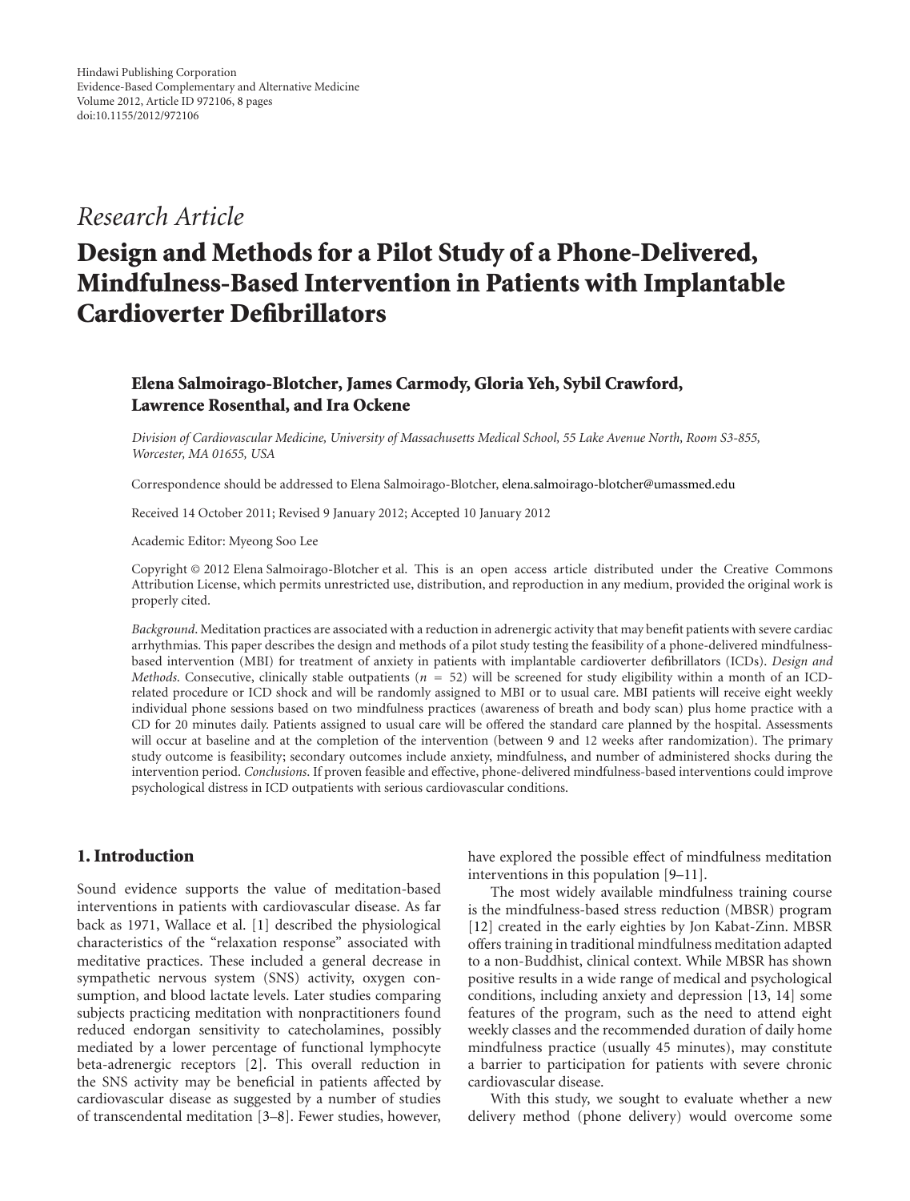*Research Article*

# Design and Methods for a Pilot Study of a Phone-Delivered, Mindfulness-Based Intervention in Patients with Implantable Cardioverter Defibrillators

**Elena Salmoirago-Blotcher, James Carmody, Gloria Yeh, Sybil Crawford, Lawrence Rosenthal, and Ira Ockene**

*Division of Cardiovascular Medicine, University of Massachusetts Medical School, 55 Lake Avenue North, Room S3-855, Worcester, MA 01655, USA*

Correspondence should be addressed to Elena Salmoirago-Blotcher, elena.salmoirago-blotcher@umassmed.edu

Received 14 October 2011; Revised 9 January 2012; Accepted 10 January 2012

Academic Editor: Myeong Soo Lee

Copyright © 2012 Elena Salmoirago-Blotcher et al. This is an open access article distributed under the Creative Commons Attribution License, which permits unrestricted use, distribution, and reproduction in any medium, provided the original work is properly cited.

*Background*. Meditation practices are associated with a reduction in adrenergic activity that may benefit patients with severe cardiac arrhythmias. This paper describes the design and methods of a pilot study testing the feasibility of a phone-delivered mindfulness-based intervention (MBI) for treatment of anxiety in patients with implantable cardioverter defibrillators (ICDs). *Design and Methods*. Consecutive, clinically stable outpatients ($n = 52$) will be screened for study eligibility within a month of an ICD-related procedure or ICD shock and will be randomly assigned to MBI or to usual care. MBI patients will receive eight weekly individual phone sessions based on two mindfulness practices (awareness of breath and body scan) plus home practice with a CD for 20 minutes daily. Patients assigned to usual care will be offered the standard care planned by the hospital. Assessments will occur at baseline and at the completion of the intervention (between 9 and 12 weeks after randomization). The primary study outcome is feasibility; secondary outcomes include anxiety, mindfulness, and number of administered shocks during the intervention period. *Conclusions*. If proven feasible and effective, phone-delivered mindfulness-based interventions could improve psychological distress in ICD outpatients with serious cardiovascular conditions.

## 1. Introduction

Sound evidence supports the value of meditation-based interventions in patients with cardiovascular disease. As far back as 1971, Wallace et al. [1] described the physiological characteristics of the "relaxation response" associated with meditative practices. These included a general decrease in sympathetic nervous system (SNS) activity, oxygen consumption, and blood lactate levels. Later studies comparing subjects practicing meditation with nonpractitioners found reduced endorgan sensitivity to catecholamines, possibly mediated by a lower percentage of functional lymphocyte beta-adrenergic receptors [2]. This overall reduction in the SNS activity may be beneficial in patients affected by cardiovascular disease as suggested by a number of studies of transcendental meditation [3–8]. Fewer studies, however, have explored the possible effect of mindfulness meditation interventions in this population [9–11].

The most widely available mindfulness training course is the mindfulness-based stress reduction (MBSR) program [12] created in the early eighties by Jon Kabat-Zinn. MBSR offers training in traditional mindfulness meditation adapted to a non-Buddhist, clinical context. While MBSR has shown positive results in a wide range of medical and psychological conditions, including anxiety and depression [13, 14] some features of the program, such as the need to attend eight weekly classes and the recommended duration of daily home mindfulness practice (usually 45 minutes), may constitute a barrier to participation for patients with severe chronic cardiovascular disease.

With this study, we sought to evaluate whether a new delivery method (phone delivery) would overcome some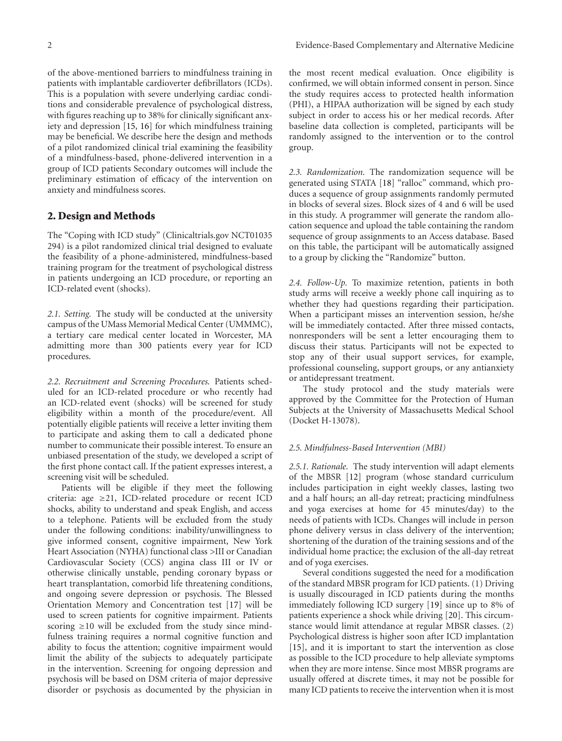of the above-mentioned barriers to mindfulness training in patients with implantable cardioverter defibrillators (ICDs). This is a population with severe underlying cardiac conditions and considerable prevalence of psychological distress, with figures reaching up to 38% for clinically significant anxiety and depression [15, 16] for which mindfulness training may be beneficial. We describe here the design and methods of a pilot randomized clinical trial examining the feasibility of a mindfulness-based, phone-delivered intervention in a group of ICD patients Secondary outcomes will include the preliminary estimation of efficacy of the intervention on anxiety and mindfulness scores.

## 2. Design and Methods

The "Coping with ICD study" (Clinicaltrials.gov NCT01035 294) is a pilot randomized clinical trial designed to evaluate the feasibility of a phone-administered, mindfulness-based training program for the treatment of psychological distress in patients undergoing an ICD procedure, or reporting an ICD-related event (shocks).

*2.1. Setting.* The study will be conducted at the university campus of the UMass Memorial Medical Center (UMMMC), a tertiary care medical center located in Worcester, MA admitting more than 300 patients every year for ICD procedures.

*2.2. Recruitment and Screening Procedures.* Patients scheduled for an ICD-related procedure or who recently had an ICD-related event (shocks) will be screened for study eligibility within a month of the procedure/event. All potentially eligible patients will receive a letter inviting them to participate and asking them to call a dedicated phone number to communicate their possible interest. To ensure an unbiased presentation of the study, we developed a script of the first phone contact call. If the patient expresses interest, a screening visit will be scheduled.

Patients will be eligible if they meet the following criteria: age $\geq$21, ICD-related procedure or recent ICD shocks, ability to understand and speak English, and access to a telephone. Patients will be excluded from the study under the following conditions: inability/unwillingness to give informed consent, cognitive impairment, New York Heart Association (NYHA) functional class >III or Canadian Cardiovascular Society (CCS) angina class III or IV or otherwise clinically unstable, pending coronary bypass or heart transplantation, comorbid life threatening conditions, and ongoing severe depression or psychosis. The Blessed Orientation Memory and Concentration test [17] will be used to screen patients for cognitive impairment. Patients scoring $\geq$10 will be excluded from the study since mindfulness training requires a normal cognitive function and ability to focus the attention; cognitive impairment would limit the ability of the subjects to adequately participate in the intervention. Screening for ongoing depression and psychosis will be based on DSM criteria of major depressive disorder or psychosis as documented by the physician in the most recent medical evaluation. Once eligibility is confirmed, we will obtain informed consent in person. Since the study requires access to protected health information (PHI), a HIPAA authorization will be signed by each study subject in order to access his or her medical records. After baseline data collection is completed, participants will be randomly assigned to the intervention or to the control group.

*2.3. Randomization.* The randomization sequence will be generated using STATA [18] "ralloc" command, which produces a sequence of group assignments randomly permuted in blocks of several sizes. Block sizes of 4 and 6 will be used in this study. A programmer will generate the random allocation sequence and upload the table containing the random sequence of group assignments to an Access database. Based on this table, the participant will be automatically assigned to a group by clicking the "Randomize" button.

*2.4. Follow-Up.* To maximize retention, patients in both study arms will receive a weekly phone call inquiring as to whether they had questions regarding their participation. When a participant misses an intervention session, he/she will be immediately contacted. After three missed contacts, nonresponders will be sent a letter encouraging them to discuss their status. Participants will not be expected to stop any of their usual support services, for example, professional counseling, support groups, or any antianxiety or antidepressant treatment.

The study protocol and the study materials were approved by the Committee for the Protection of Human Subjects at the University of Massachusetts Medical School (Docket H-13078).

*2.5. Mindfulness-Based Intervention (MBI)*

*2.5.1. Rationale.* The study intervention will adapt elements of the MBSR [12] program (whose standard curriculum includes participation in eight weekly classes, lasting two and a half hours; an all-day retreat; practicing mindfulness and yoga exercises at home for 45 minutes/day) to the needs of patients with ICDs. Changes will include in person phone delivery versus in class delivery of the intervention; shortening of the duration of the training sessions and of the individual home practice; the exclusion of the all-day retreat and of yoga exercises.

Several conditions suggested the need for a modification of the standard MBSR program for ICD patients. (1) Driving is usually discouraged in ICD patients during the months immediately following ICD surgery [19] since up to 8% of patients experience a shock while driving [20]. This circumstance would limit attendance at regular MBSR classes. (2) Psychological distress is higher soon after ICD implantation [15], and it is important to start the intervention as close as possible to the ICD procedure to help alleviate symptoms when they are more intense. Since most MBSR programs are usually offered at discrete times, it may not be possible for many ICD patients to receive the intervention when it is most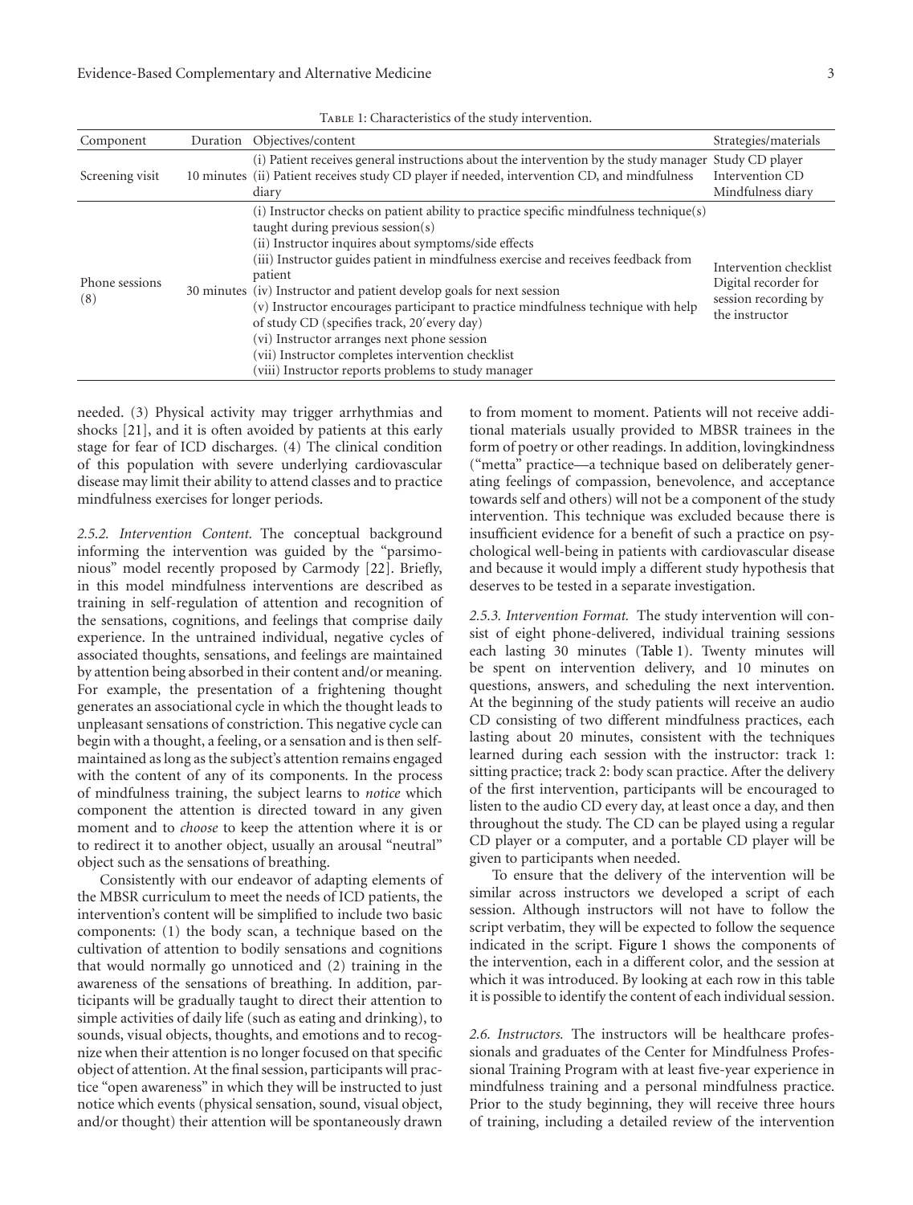Table 1: Characteristics of the study intervention.

| Component | Duration | Objectives/content | Strategies/materials |
|---|---|---|---|
| Screening visit | 10 minutes | (i) Patient receives general instructions about the intervention by the study manager<br>(ii) Patient receives study CD player if needed, intervention CD, and mindfulness diary | Study CD player<br>Intervention CD<br>Mindfulness diary |
| Phone sessions (8) | 30 minutes | (i) Instructor checks on patient ability to practice specific mindfulness technique(s) taught during previous session(s)<br>(ii) Instructor inquires about symptoms/side effects<br>(iii) Instructor guides patient in mindfulness exercise and receives feedback from patient<br>(iv) Instructor and patient develop goals for next session<br>(v) Instructor encourages participant to practice mindfulness technique with help of study CD (specifies track, 20′every day)<br>(vi) Instructor arranges next phone session<br>(vii) Instructor completes intervention checklist<br>(viii) Instructor reports problems to study manager | Intervention checklist<br>Digital recorder for session recording by the instructor |

needed. (3) Physical activity may trigger arrhythmias and shocks [21], and it is often avoided by patients at this early stage for fear of ICD discharges. (4) The clinical condition of this population with severe underlying cardiovascular disease may limit their ability to attend classes and to practice mindfulness exercises for longer periods.

*2.5.2. Intervention Content.* The conceptual background informing the intervention was guided by the "parsimonious" model recently proposed by Carmody [22]. Briefly, in this model mindfulness interventions are described as training in self-regulation of attention and recognition of the sensations, cognitions, and feelings that comprise daily experience. In the untrained individual, negative cycles of associated thoughts, sensations, and feelings are maintained by attention being absorbed in their content and/or meaning. For example, the presentation of a frightening thought generates an associational cycle in which the thought leads to unpleasant sensations of constriction. This negative cycle can begin with a thought, a feeling, or a sensation and is then self-maintained as long as the subject's attention remains engaged with the content of any of its components. In the process of mindfulness training, the subject learns to *notice* which component the attention is directed toward in any given moment and to *choose* to keep the attention where it is or to redirect it to another object, usually an arousal "neutral" object such as the sensations of breathing.

Consistently with our endeavor of adapting elements of the MBSR curriculum to meet the needs of ICD patients, the intervention's content will be simplified to include two basic components: (1) the body scan, a technique based on the cultivation of attention to bodily sensations and cognitions that would normally go unnoticed and (2) training in the awareness of the sensations of breathing. In addition, participants will be gradually taught to direct their attention to simple activities of daily life (such as eating and drinking), to sounds, visual objects, thoughts, and emotions and to recognize when their attention is no longer focused on that specific object of attention. At the final session, participants will practice "open awareness" in which they will be instructed to just notice which events (physical sensation, sound, visual object, and/or thought) their attention will be spontaneously drawn to from moment to moment. Patients will not receive additional materials usually provided to MBSR trainees in the form of poetry or other readings. In addition, lovingkindness ("metta" practice—a technique based on deliberately generating feelings of compassion, benevolence, and acceptance towards self and others) will not be a component of the study intervention. This technique was excluded because there is insufficient evidence for a benefit of such a practice on psychological well-being in patients with cardiovascular disease and because it would imply a different study hypothesis that deserves to be tested in a separate investigation.

*2.5.3. Intervention Format.* The study intervention will consist of eight phone-delivered, individual training sessions each lasting 30 minutes (Table 1). Twenty minutes will be spent on intervention delivery, and 10 minutes on questions, answers, and scheduling the next intervention. At the beginning of the study patients will receive an audio CD consisting of two different mindfulness practices, each lasting about 20 minutes, consistent with the techniques learned during each session with the instructor: track 1: sitting practice; track 2: body scan practice. After the delivery of the first intervention, participants will be encouraged to listen to the audio CD every day, at least once a day, and then throughout the study. The CD can be played using a regular CD player or a computer, and a portable CD player will be given to participants when needed.

To ensure that the delivery of the intervention will be similar across instructors we developed a script of each session. Although instructors will not have to follow the script verbatim, they will be expected to follow the sequence indicated in the script. Figure 1 shows the components of the intervention, each in a different color, and the session at which it was introduced. By looking at each row in this table it is possible to identify the content of each individual session.

*2.6. Instructors.* The instructors will be healthcare professionals and graduates of the Center for Mindfulness Professional Training Program with at least five-year experience in mindfulness training and a personal mindfulness practice. Prior to the study beginning, they will receive three hours of training, including a detailed review of the intervention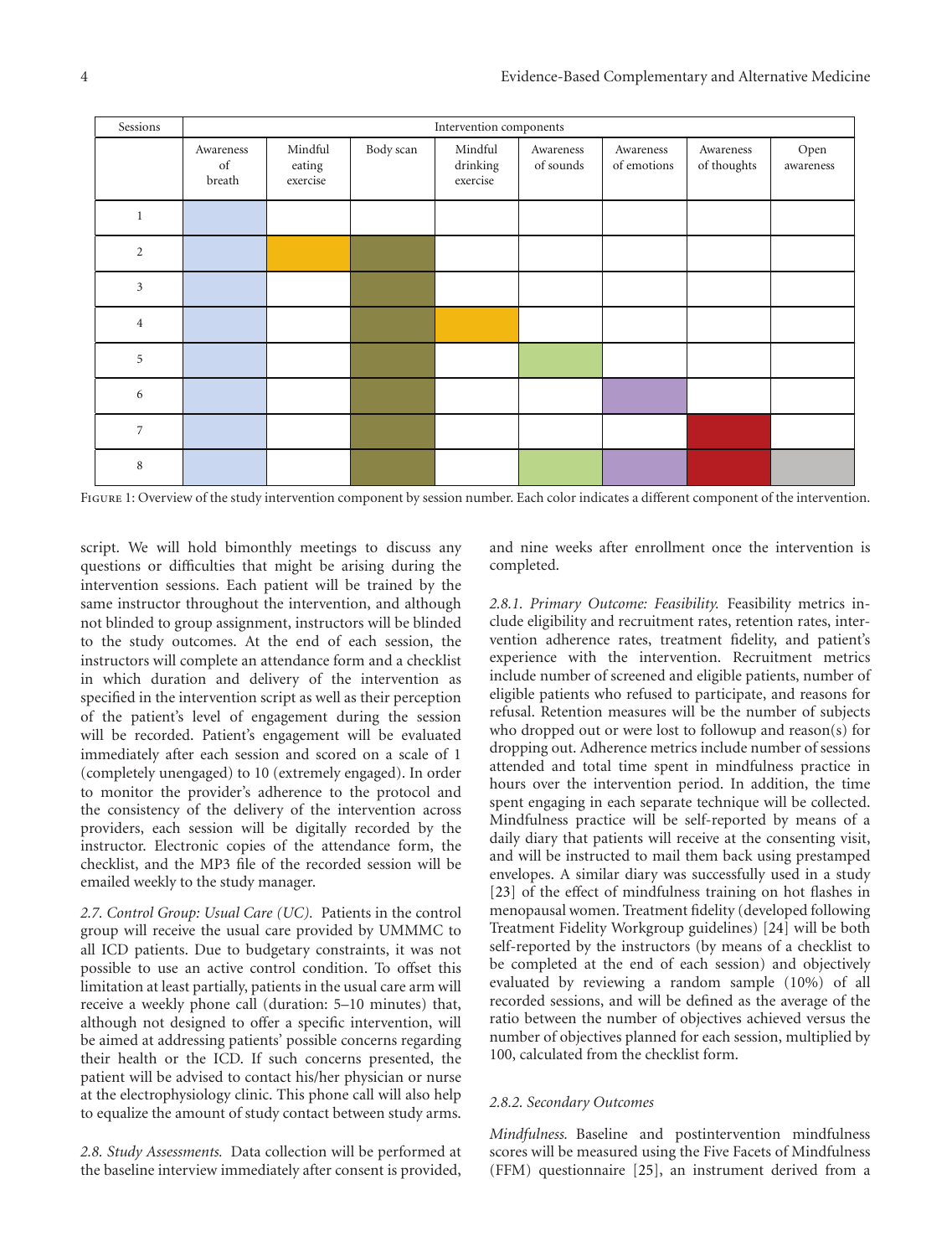| Sessions | Intervention components | | | | | | | |
|---|---|---|---|---|---|---|---|---|
| | Awareness of breath | Mindful eating exercise | Body scan | Mindful drinking exercise | Awareness of sounds | Awareness of emotions | Awareness of thoughts | Open awareness |
| 1 | ■ | | | | | | | |
| 2 | ■ | ■ | ■ | | | | | |
| 3 | ■ | | ■ | | | | | |
| 4 | ■ | | ■ | ■ | | | | |
| 5 | ■ | | ■ | | ■ | | | |
| 6 | ■ | | ■ | | | ■ | | |
| 7 | ■ | | ■ | | | | ■ | |
| 8 | ■ | | ■ | | ■ | ■ | ■ | ■ |

Figure 1: Overview of the study intervention component by session number. Each color indicates a different component of the intervention.

script. We will hold bimonthly meetings to discuss any questions or difficulties that might be arising during the intervention sessions. Each patient will be trained by the same instructor throughout the intervention, and although not blinded to group assignment, instructors will be blinded to the study outcomes. At the end of each session, the instructors will complete an attendance form and a checklist in which duration and delivery of the intervention as specified in the intervention script as well as their perception of the patient's level of engagement during the session will be recorded. Patient's engagement will be evaluated immediately after each session and scored on a scale of 1 (completely unengaged) to 10 (extremely engaged). In order to monitor the provider's adherence to the protocol and the consistency of the delivery of the intervention across providers, each session will be digitally recorded by the instructor. Electronic copies of the attendance form, the checklist, and the MP3 file of the recorded session will be emailed weekly to the study manager.

*2.7. Control Group: Usual Care (UC).* Patients in the control group will receive the usual care provided by UMMMC to all ICD patients. Due to budgetary constraints, it was not possible to use an active control condition. To offset this limitation at least partially, patients in the usual care arm will receive a weekly phone call (duration: 5–10 minutes) that, although not designed to offer a specific intervention, will be aimed at addressing patients' possible concerns regarding their health or the ICD. If such concerns presented, the patient will be advised to contact his/her physician or nurse at the electrophysiology clinic. This phone call will also help to equalize the amount of study contact between study arms.

*2.8. Study Assessments.* Data collection will be performed at the baseline interview immediately after consent is provided, and nine weeks after enrollment once the intervention is completed.

*2.8.1. Primary Outcome: Feasibility.* Feasibility metrics include eligibility and recruitment rates, retention rates, intervention adherence rates, treatment fidelity, and patient's experience with the intervention. Recruitment metrics include number of screened and eligible patients, number of eligible patients who refused to participate, and reasons for refusal. Retention measures will be the number of subjects who dropped out or were lost to followup and reason(s) for dropping out. Adherence metrics include number of sessions attended and total time spent in mindfulness practice in hours over the intervention period. In addition, the time spent engaging in each separate technique will be collected. Mindfulness practice will be self-reported by means of a daily diary that patients will receive at the consenting visit, and will be instructed to mail them back using prestamped envelopes. A similar diary was successfully used in a study [23] of the effect of mindfulness training on hot flashes in menopausal women. Treatment fidelity (developed following Treatment Fidelity Workgroup guidelines) [24] will be both self-reported by the instructors (by means of a checklist to be completed at the end of each session) and objectively evaluated by reviewing a random sample (10%) of all recorded sessions, and will be defined as the average of the ratio between the number of objectives achieved versus the number of objectives planned for each session, multiplied by 100, calculated from the checklist form.

*2.8.2. Secondary Outcomes*

*Mindfulness.* Baseline and postintervention mindfulness scores will be measured using the Five Facets of Mindfulness (FFM) questionnaire [25], an instrument derived from a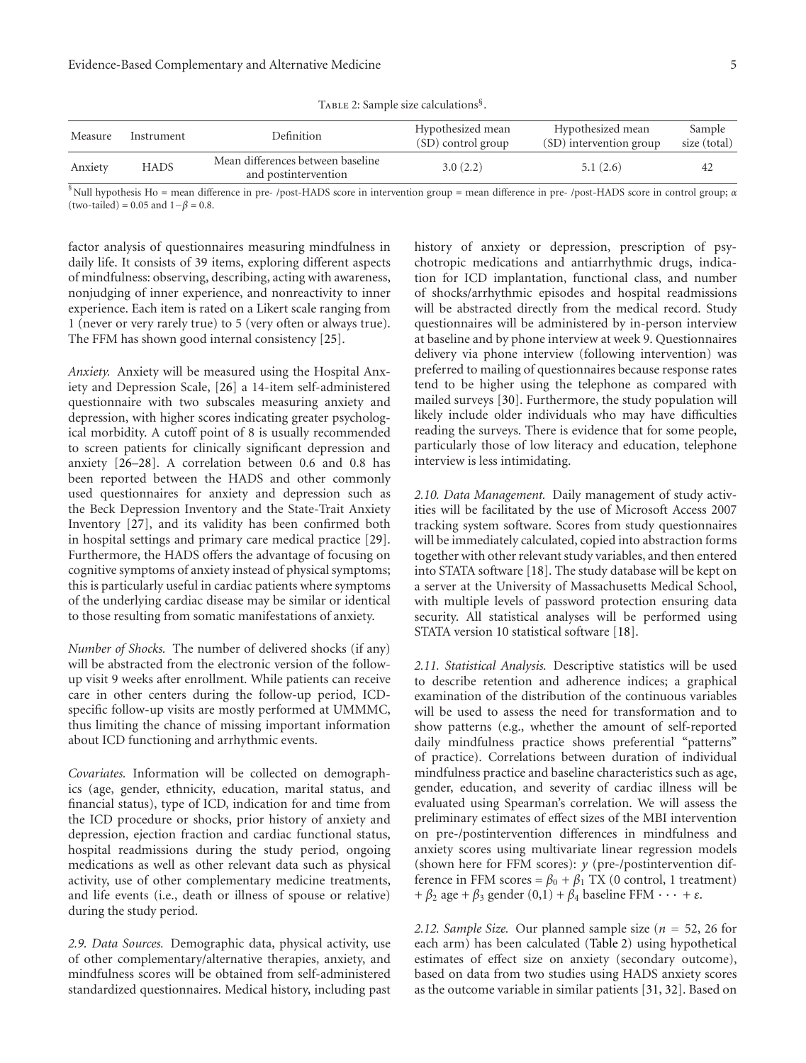Table 2: Sample size calculations[§].

| Measure | Instrument | Definition | Hypothesized mean (SD) control group | Hypothesized mean (SD) intervention group | Sample size (total) |
|---|---|---|---|---|---|
| Anxiety | HADS | Mean differences between baseline and postintervention | 3.0 (2.2) | 5.1 (2.6) | 42 |

[§]Null hypothesis Ho = mean difference in pre- /post-HADS score in intervention group = mean difference in pre- /post-HADS score in control group; $\alpha$ (two-tailed) = 0.05 and $1-\beta = 0.8$.

factor analysis of questionnaires measuring mindfulness in daily life. It consists of 39 items, exploring different aspects of mindfulness: observing, describing, acting with awareness, nonjudging of inner experience, and nonreactivity to inner experience. Each item is rated on a Likert scale ranging from 1 (never or very rarely true) to 5 (very often or always true). The FFM has shown good internal consistency [25].

*Anxiety.* Anxiety will be measured using the Hospital Anxiety and Depression Scale, [26] a 14-item self-administered questionnaire with two subscales measuring anxiety and depression, with higher scores indicating greater psychological morbidity. A cutoff point of 8 is usually recommended to screen patients for clinically significant depression and anxiety [26–28]. A correlation between 0.6 and 0.8 has been reported between the HADS and other commonly used questionnaires for anxiety and depression such as the Beck Depression Inventory and the State-Trait Anxiety Inventory [27], and its validity has been confirmed both in hospital settings and primary care medical practice [29]. Furthermore, the HADS offers the advantage of focusing on cognitive symptoms of anxiety instead of physical symptoms; this is particularly useful in cardiac patients where symptoms of the underlying cardiac disease may be similar or identical to those resulting from somatic manifestations of anxiety.

*Number of Shocks.* The number of delivered shocks (if any) will be abstracted from the electronic version of the follow-up visit 9 weeks after enrollment. While patients can receive care in other centers during the follow-up period, ICD-specific follow-up visits are mostly performed at UMMMC, thus limiting the chance of missing important information about ICD functioning and arrhythmic events.

*Covariates.* Information will be collected on demographics (age, gender, ethnicity, education, marital status, and financial status), type of ICD, indication for and time from the ICD procedure or shocks, prior history of anxiety and depression, ejection fraction and cardiac functional status, hospital readmissions during the study period, ongoing medications as well as other relevant data such as physical activity, use of other complementary medicine treatments, and life events (i.e., death or illness of spouse or relative) during the study period.

*2.9. Data Sources.* Demographic data, physical activity, use of other complementary/alternative therapies, anxiety, and mindfulness scores will be obtained from self-administered standardized questionnaires. Medical history, including past history of anxiety or depression, prescription of psychotropic medications and antiarrhythmic drugs, indication for ICD implantation, functional class, and number of shocks/arrhythmic episodes and hospital readmissions will be abstracted directly from the medical record. Study questionnaires will be administered by in-person interview at baseline and by phone interview at week 9. Questionnaires delivery via phone interview (following intervention) was preferred to mailing of questionnaires because response rates tend to be higher using the telephone as compared with mailed surveys [30]. Furthermore, the study population will likely include older individuals who may have difficulties reading the surveys. There is evidence that for some people, particularly those of low literacy and education, telephone interview is less intimidating.

*2.10. Data Management.* Daily management of study activities will be facilitated by the use of Microsoft Access 2007 tracking system software. Scores from study questionnaires will be immediately calculated, copied into abstraction forms together with other relevant study variables, and then entered into STATA software [18]. The study database will be kept on a server at the University of Massachusetts Medical School, with multiple levels of password protection ensuring data security. All statistical analyses will be performed using STATA version 10 statistical software [18].

*2.11. Statistical Analysis.* Descriptive statistics will be used to describe retention and adherence indices; a graphical examination of the distribution of the continuous variables will be used to assess the need for transformation and to show patterns (e.g., whether the amount of self-reported daily mindfulness practice shows preferential "patterns" of practice). Correlations between duration of individual mindfulness practice and baseline characteristics such as age, gender, education, and severity of cardiac illness will be evaluated using Spearman's correlation. We will assess the preliminary estimates of effect sizes of the MBI intervention on pre-/postintervention differences in mindfulness and anxiety scores using multivariate linear regression models (shown here for FFM scores): $y$ (pre-/postintervention difference in FFM scores = $\beta_0 + \beta_1$ TX (0 control, 1 treatment) + $\beta_2$ age + $\beta_3$ gender (0,1) + $\beta_4$ baseline FFM $\cdots + \varepsilon$.

*2.12. Sample Size.* Our planned sample size ($n$ = 52, 26 for each arm) has been calculated (Table 2) using hypothetical estimates of effect size on anxiety (secondary outcome), based on data from two studies using HADS anxiety scores as the outcome variable in similar patients [31, 32]. Based on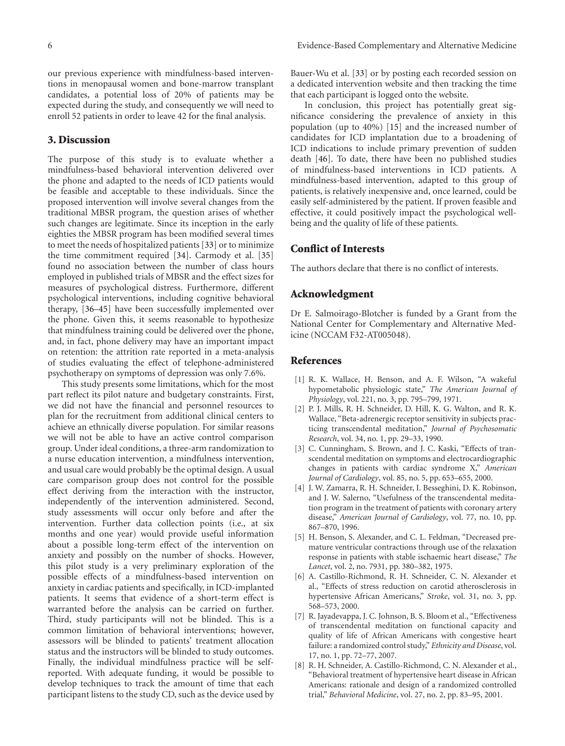our previous experience with mindfulness-based interventions in menopausal women and bone-marrow transplant candidates, a potential loss of 20% of patients may be expected during the study, and consequently we will need to enroll 52 patients in order to leave 42 for the final analysis.

## 3. Discussion

The purpose of this study is to evaluate whether a mindfulness-based behavioral intervention delivered over the phone and adapted to the needs of ICD patients would be feasible and acceptable to these individuals. Since the proposed intervention will involve several changes from the traditional MBSR program, the question arises of whether such changes are legitimate. Since its inception in the early eighties the MBSR program has been modified several times to meet the needs of hospitalized patients [33] or to minimize the time commitment required [34]. Carmody et al. [35] found no association between the number of class hours employed in published trials of MBSR and the effect sizes for measures of psychological distress. Furthermore, different psychological interventions, including cognitive behavioral therapy, [36–45] have been successfully implemented over the phone. Given this, it seems reasonable to hypothesize that mindfulness training could be delivered over the phone, and, in fact, phone delivery may have an important impact on retention: the attrition rate reported in a meta-analysis of studies evaluating the effect of telephone-administered psychotherapy on symptoms of depression was only 7.6%.

This study presents some limitations, which for the most part reflect its pilot nature and budgetary constraints. First, we did not have the financial and personnel resources to plan for the recruitment from additional clinical centers to achieve an ethnically diverse population. For similar reasons we will not be able to have an active control comparison group. Under ideal conditions, a three-arm randomization to a nurse education intervention, a mindfulness intervention, and usual care would probably be the optimal design. A usual care comparison group does not control for the possible effect deriving from the interaction with the instructor, independently of the intervention administered. Second, study assessments will occur only before and after the intervention. Further data collection points (i.e., at six months and one year) would provide useful information about a possible long-term effect of the intervention on anxiety and possibly on the number of shocks. However, this pilot study is a very preliminary exploration of the possible effects of a mindfulness-based intervention on anxiety in cardiac patients and specifically, in ICD-implanted patients. It seems that evidence of a short-term effect is warranted before the analysis can be carried on further. Third, study participants will not be blinded. This is a common limitation of behavioral interventions; however, assessors will be blinded to patients' treatment allocation status and the instructors will be blinded to study outcomes. Finally, the individual mindfulness practice will be self-reported. With adequate funding, it would be possible to develop techniques to track the amount of time that each participant listens to the study CD, such as the device used by Bauer-Wu et al. [33] or by posting each recorded session on a dedicated intervention website and then tracking the time that each participant is logged onto the website.

In conclusion, this project has potentially great significance considering the prevalence of anxiety in this population (up to 40%) [15] and the increased number of candidates for ICD implantation due to a broadening of ICD indications to include primary prevention of sudden death [46]. To date, there have been no published studies of mindfulness-based interventions in ICD patients. A mindfulness-based intervention, adapted to this group of patients, is relatively inexpensive and, once learned, could be easily self-administered by the patient. If proven feasible and effective, it could positively impact the psychological well-being and the quality of life of these patients.

## Conflict of Interests

The authors declare that there is no conflict of interests.

## Acknowledgment

Dr E. Salmoirago-Blotcher is funded by a Grant from the National Center for Complementary and Alternative Medicine (NCCAM F32-AT005048).

## References

[1] R. K. Wallace, H. Benson, and A. F. Wilson, "A wakeful hypometabolic physiologic state," *The American Journal of Physiology*, vol. 221, no. 3, pp. 795–799, 1971.

[2] P. J. Mills, R. H. Schneider, D. Hill, K. G. Walton, and R. K. Wallace, "Beta-adrenergic receptor sensitivity in subjects practicing transcendental meditation," *Journal of Psychosomatic Research*, vol. 34, no. 1, pp. 29–33, 1990.

[3] C. Cunningham, S. Brown, and J. C. Kaski, "Effects of transcendental meditation on symptoms and electrocardiographic changes in patients with cardiac syndrome X," *American Journal of Cardiology*, vol. 85, no. 5, pp. 653–655, 2000.

[4] J. W. Zamarra, R. H. Schneider, I. Besseghini, D. K. Robinson, and J. W. Salerno, "Usefulness of the transcendental meditation program in the treatment of patients with coronary artery disease," *American Journal of Cardiology*, vol. 77, no. 10, pp. 867–870, 1996.

[5] H. Benson, S. Alexander, and C. L. Feldman, "Decreased premature ventricular contractions through use of the relaxation response in patients with stable ischaemic heart disease," *The Lancet*, vol. 2, no. 7931, pp. 380–382, 1975.

[6] A. Castillo-Richmond, R. H. Schneider, C. N. Alexander et al., "Effects of stress reduction on carotid atherosclerosis in hypertensive African Americans," *Stroke*, vol. 31, no. 3, pp. 568–573, 2000.

[7] R. Jayadevappa, J. C. Johnson, B. S. Bloom et al., "Effectiveness of transcendental meditation on functional capacity and quality of life of African Americans with congestive heart failure: a randomized control study," *Ethnicity and Disease*, vol. 17, no. 1, pp. 72–77, 2007.

[8] R. H. Schneider, A. Castillo-Richmond, C. N. Alexander et al., "Behavioral treatment of hypertensive heart disease in African Americans: rationale and design of a randomized controlled trial," *Behavioral Medicine*, vol. 27, no. 2, pp. 83–95, 2001.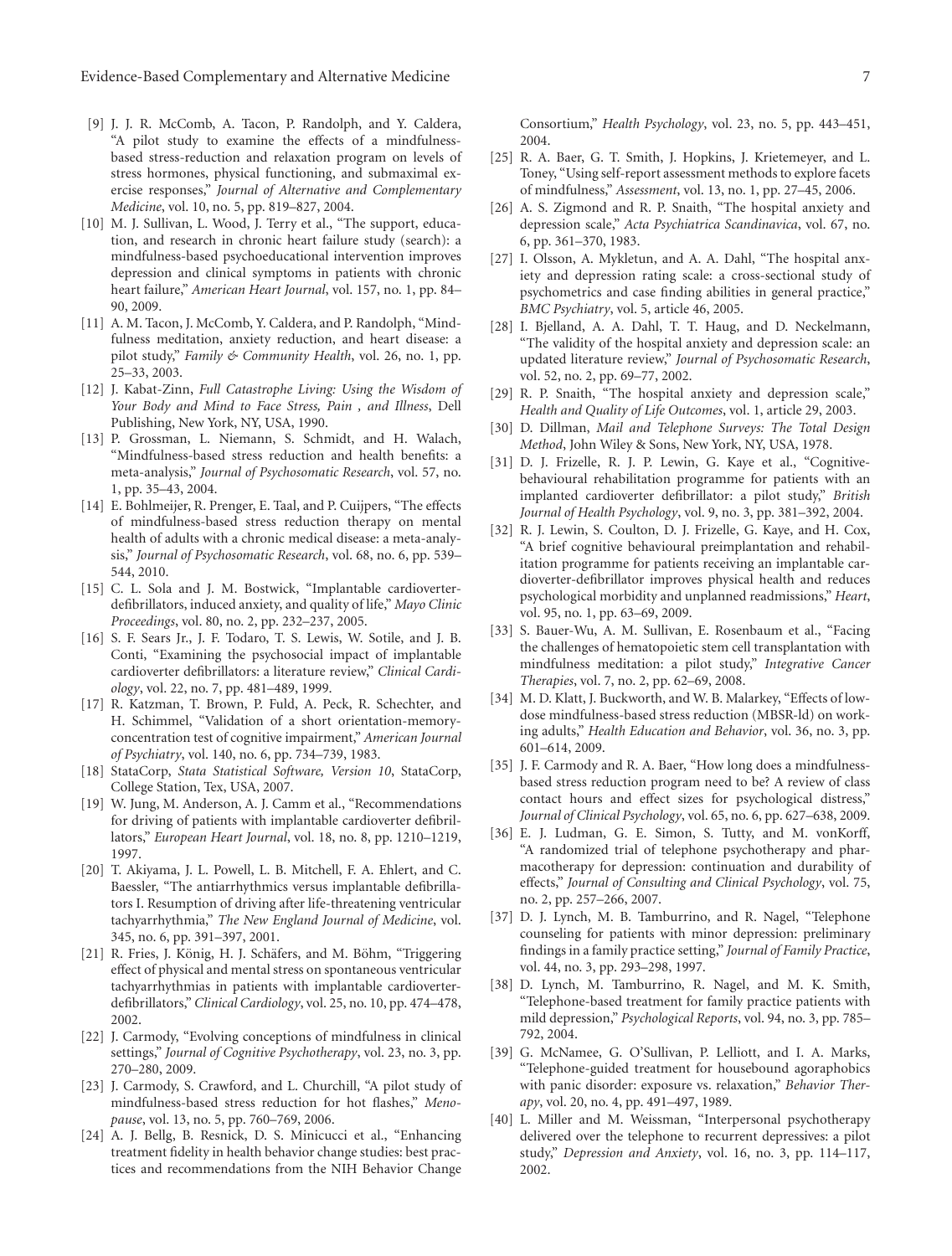[9] J. J. R. McComb, A. Tacon, P. Randolph, and Y. Caldera, "A pilot study to examine the effects of a mindfulness-based stress-reduction and relaxation program on levels of stress hormones, physical functioning, and submaximal exercise responses," *Journal of Alternative and Complementary Medicine*, vol. 10, no. 5, pp. 819–827, 2004.

[10] M. J. Sullivan, L. Wood, J. Terry et al., "The support, education, and research in chronic heart failure study (search): a mindfulness-based psychoeducational intervention improves depression and clinical symptoms in patients with chronic heart failure," *American Heart Journal*, vol. 157, no. 1, pp. 84–90, 2009.

[11] A. M. Tacon, J. McComb, Y. Caldera, and P. Randolph, "Mindfulness meditation, anxiety reduction, and heart disease: a pilot study," *Family & Community Health*, vol. 26, no. 1, pp. 25–33, 2003.

[12] J. Kabat-Zinn, *Full Catastrophe Living: Using the Wisdom of Your Body and Mind to Face Stress, Pain , and Illness*, Dell Publishing, New York, NY, USA, 1990.

[13] P. Grossman, L. Niemann, S. Schmidt, and H. Walach, "Mindfulness-based stress reduction and health benefits: a meta-analysis," *Journal of Psychosomatic Research*, vol. 57, no. 1, pp. 35–43, 2004.

[14] E. Bohlmeijer, R. Prenger, E. Taal, and P. Cuijpers, "The effects of mindfulness-based stress reduction therapy on mental health of adults with a chronic medical disease: a meta-analysis," *Journal of Psychosomatic Research*, vol. 68, no. 6, pp. 539–544, 2010.

[15] C. L. Sola and J. M. Bostwick, "Implantable cardioverter-defibrillators, induced anxiety, and quality of life," *Mayo Clinic Proceedings*, vol. 80, no. 2, pp. 232–237, 2005.

[16] S. F. Sears Jr., J. F. Todaro, T. S. Lewis, W. Sotile, and J. B. Conti, "Examining the psychosocial impact of implantable cardioverter defibrillators: a literature review," *Clinical Cardiology*, vol. 22, no. 7, pp. 481–489, 1999.

[17] R. Katzman, T. Brown, P. Fuld, A. Peck, R. Schechter, and H. Schimmel, "Validation of a short orientation-memory-concentration test of cognitive impairment," *American Journal of Psychiatry*, vol. 140, no. 6, pp. 734–739, 1983.

[18] StataCorp, *Stata Statistical Software, Version 10*, StataCorp, College Station, Tex, USA, 2007.

[19] W. Jung, M. Anderson, A. J. Camm et al., "Recommendations for driving of patients with implantable cardioverter defibrillators," *European Heart Journal*, vol. 18, no. 8, pp. 1210–1219, 1997.

[20] T. Akiyama, J. L. Powell, L. B. Mitchell, F. A. Ehlert, and C. Baessler, "The antiarrhythmics versus implantable defibrillators I. Resumption of driving after life-threatening ventricular tachyarrhythmia," *The New England Journal of Medicine*, vol. 345, no. 6, pp. 391–397, 2001.

[21] R. Fries, J. König, H. J. Schäfers, and M. Böhm, "Triggering effect of physical and mental stress on spontaneous ventricular tachyarrhythmias in patients with implantable cardioverter-defibrillators," *Clinical Cardiology*, vol. 25, no. 10, pp. 474–478, 2002.

[22] J. Carmody, "Evolving conceptions of mindfulness in clinical settings," *Journal of Cognitive Psychotherapy*, vol. 23, no. 3, pp. 270–280, 2009.

[23] J. Carmody, S. Crawford, and L. Churchill, "A pilot study of mindfulness-based stress reduction for hot flashes," *Menopause*, vol. 13, no. 5, pp. 760–769, 2006.

[24] A. J. Bellg, B. Resnick, D. S. Minicucci et al., "Enhancing treatment fidelity in health behavior change studies: best practices and recommendations from the NIH Behavior Change Consortium," *Health Psychology*, vol. 23, no. 5, pp. 443–451, 2004.

[25] R. A. Baer, G. T. Smith, J. Hopkins, J. Krietemeyer, and L. Toney, "Using self-report assessment methods to explore facets of mindfulness," *Assessment*, vol. 13, no. 1, pp. 27–45, 2006.

[26] A. S. Zigmond and R. P. Snaith, "The hospital anxiety and depression scale," *Acta Psychiatrica Scandinavica*, vol. 67, no. 6, pp. 361–370, 1983.

[27] I. Olsson, A. Mykletun, and A. A. Dahl, "The hospital anxiety and depression rating scale: a cross-sectional study of psychometrics and case finding abilities in general practice," *BMC Psychiatry*, vol. 5, article 46, 2005.

[28] I. Bjelland, A. A. Dahl, T. T. Haug, and D. Neckelmann, "The validity of the hospital anxiety and depression scale: an updated literature review," *Journal of Psychosomatic Research*, vol. 52, no. 2, pp. 69–77, 2002.

[29] R. P. Snaith, "The hospital anxiety and depression scale," *Health and Quality of Life Outcomes*, vol. 1, article 29, 2003.

[30] D. Dillman, *Mail and Telephone Surveys: The Total Design Method*, John Wiley & Sons, New York, NY, USA, 1978.

[31] D. J. Frizelle, R. J. P. Lewin, G. Kaye et al., "Cognitive-behavioural rehabilitation programme for patients with an implanted cardioverter defibrillator: a pilot study," *British Journal of Health Psychology*, vol. 9, no. 3, pp. 381–392, 2004.

[32] R. J. Lewin, S. Coulton, D. J. Frizelle, G. Kaye, and H. Cox, "A brief cognitive behavioural preimplantation and rehabilitation programme for patients receiving an implantable cardioverter-defibrillator improves physical health and reduces psychological morbidity and unplanned readmissions," *Heart*, vol. 95, no. 1, pp. 63–69, 2009.

[33] S. Bauer-Wu, A. M. Sullivan, E. Rosenbaum et al., "Facing the challenges of hematopoietic stem cell transplantation with mindfulness meditation: a pilot study," *Integrative Cancer Therapies*, vol. 7, no. 2, pp. 62–69, 2008.

[34] M. D. Klatt, J. Buckworth, and W. B. Malarkey, "Effects of low-dose mindfulness-based stress reduction (MBSR-ld) on working adults," *Health Education and Behavior*, vol. 36, no. 3, pp. 601–614, 2009.

[35] J. F. Carmody and R. A. Baer, "How long does a mindfulness-based stress reduction program need to be? A review of class contact hours and effect sizes for psychological distress," *Journal of Clinical Psychology*, vol. 65, no. 6, pp. 627–638, 2009.

[36] E. J. Ludman, G. E. Simon, S. Tutty, and M. vonKorff, "A randomized trial of telephone psychotherapy and pharmacotherapy for depression: continuation and durability of effects," *Journal of Consulting and Clinical Psychology*, vol. 75, no. 2, pp. 257–266, 2007.

[37] D. J. Lynch, M. B. Tamburrino, and R. Nagel, "Telephone counseling for patients with minor depression: preliminary findings in a family practice setting," *Journal of Family Practice*, vol. 44, no. 3, pp. 293–298, 1997.

[38] D. Lynch, M. Tamburrino, R. Nagel, and M. K. Smith, "Telephone-based treatment for family practice patients with mild depression," *Psychological Reports*, vol. 94, no. 3, pp. 785–792, 2004.

[39] G. McNamee, G. O'Sullivan, P. Lelliott, and I. A. Marks, "Telephone-guided treatment for housebound agoraphobics with panic disorder: exposure vs. relaxation," *Behavior Therapy*, vol. 20, no. 4, pp. 491–497, 1989.

[40] L. Miller and M. Weissman, "Interpersonal psychotherapy delivered over the telephone to recurrent depressives: a pilot study," *Depression and Anxiety*, vol. 16, no. 3, pp. 114–117, 2002.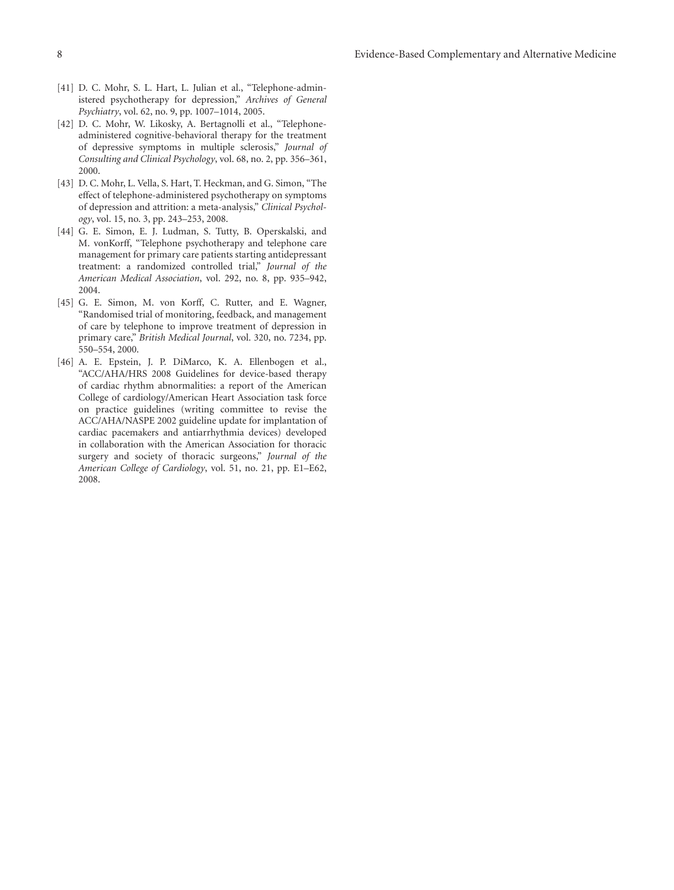[41] D. C. Mohr, S. L. Hart, L. Julian et al., "Telephone-administered psychotherapy for depression," *Archives of General Psychiatry*, vol. 62, no. 9, pp. 1007–1014, 2005.

[42] D. C. Mohr, W. Likosky, A. Bertagnolli et al., "Telephone-administered cognitive-behavioral therapy for the treatment of depressive symptoms in multiple sclerosis," *Journal of Consulting and Clinical Psychology*, vol. 68, no. 2, pp. 356–361, 2000.

[43] D. C. Mohr, L. Vella, S. Hart, T. Heckman, and G. Simon, "The effect of telephone-administered psychotherapy on symptoms of depression and attrition: a meta-analysis," *Clinical Psychology*, vol. 15, no. 3, pp. 243–253, 2008.

[44] G. E. Simon, E. J. Ludman, S. Tutty, B. Operskalski, and M. vonKorff, "Telephone psychotherapy and telephone care management for primary care patients starting antidepressant treatment: a randomized controlled trial," *Journal of the American Medical Association*, vol. 292, no. 8, pp. 935–942, 2004.

[45] G. E. Simon, M. von Korff, C. Rutter, and E. Wagner, "Randomised trial of monitoring, feedback, and management of care by telephone to improve treatment of depression in primary care," *British Medical Journal*, vol. 320, no. 7234, pp. 550–554, 2000.

[46] A. E. Epstein, J. P. DiMarco, K. A. Ellenbogen et al., "ACC/AHA/HRS 2008 Guidelines for device-based therapy of cardiac rhythm abnormalities: a report of the American College of cardiology/American Heart Association task force on practice guidelines (writing committee to revise the ACC/AHA/NASPE 2002 guideline update for implantation of cardiac pacemakers and antiarrhythmia devices) developed in collaboration with the American Association for thoracic surgery and society of thoracic surgeons," *Journal of the American College of Cardiology*, vol. 51, no. 21, pp. E1–E62, 2008.